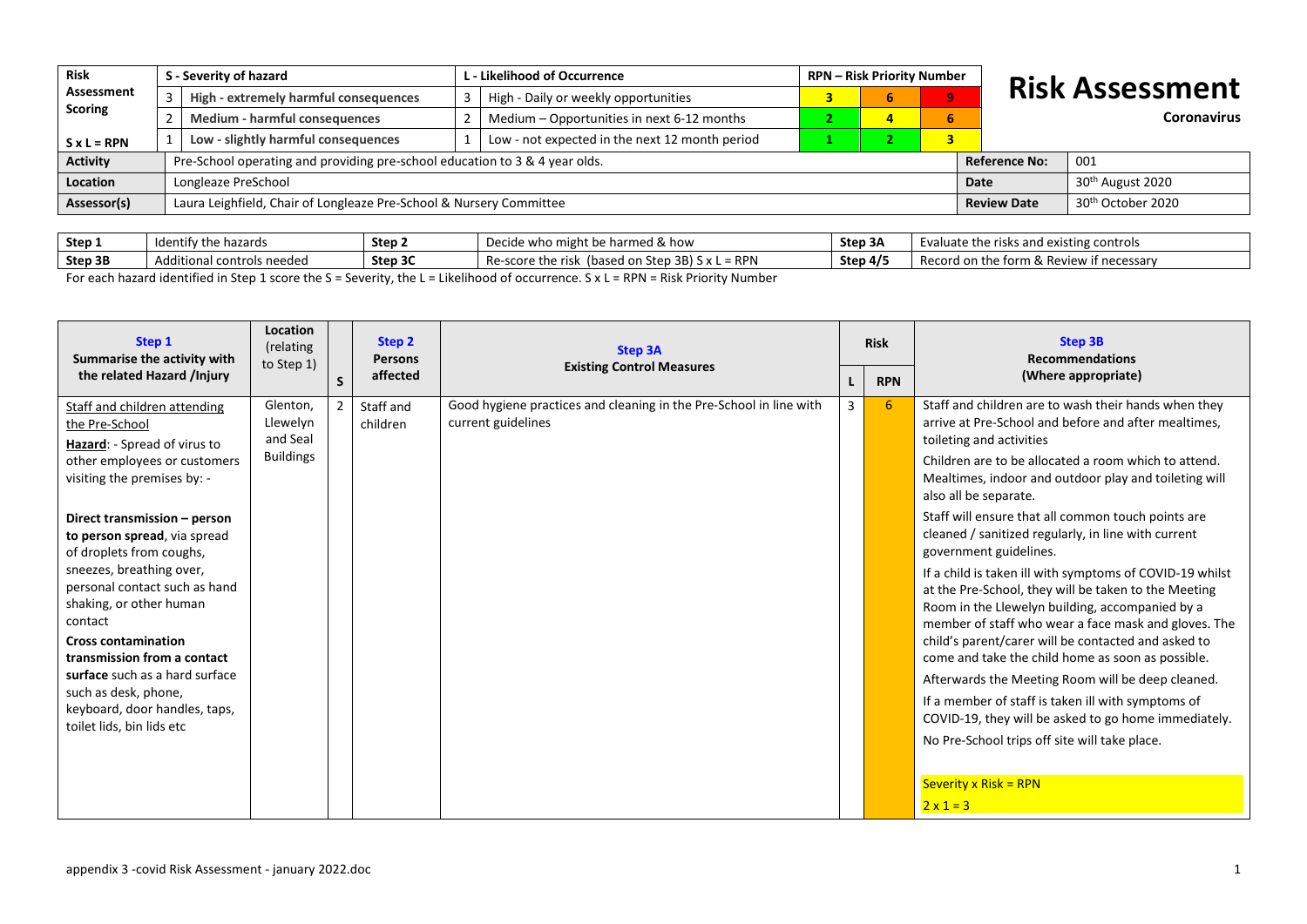# Risk Assessment

**Coronavirus**

| Risk Assessment Scoring | S - Severity of hazard | | L - Likelihood of Occurrence | | RPN – Risk Priority Number | | |
|---|---|---|---|---|---|---|---|
| | 3 | High - extremely harmful consequences | 3 | High - Daily or weekly opportunities | 3 | 6 | 9 |
| | 2 | Medium - harmful consequences | 2 | Medium – Opportunities in next 6-12 months | 2 | 4 | 6 |
| S x L = RPN | 1 | Low - slightly harmful consequences | 1 | Low - not expected in the next 12 month period | 1 | 2 | 3 |

| | | | |
|---|---|---|---|
| **Activity** | Pre-School operating and providing pre-school education to 3 & 4 year olds. | **Reference No:** | 001 |
| **Location** | Longleaze PreSchool | **Date** | 30th August 2020 |
| **Assessor(s)** | Laura Leighfield, Chair of Longleaze Pre-School & Nursery Committee | **Review Date** | 30th October 2020 |

| | | | | | |
|---|---|---|---|---|---|
| **Step 1** | Identify the hazards | **Step 2** | Decide who might be harmed & how | **Step 3A** | Evaluate the risks and existing controls |
| **Step 3B** | Additional controls needed | **Step 3C** | Re-score the risk (based on Step 3B) S x L = RPN | **Step 4/5** | Record on the form & Review if necessary |

For each hazard identified in Step 1 score the S = Severity, the L = Likelihood of occurrence. S x L = RPN = Risk Priority Number

| **Step 1** Summarise the activity with the related Hazard /Injury | Location (relating to Step 1) | S | **Step 2** Persons affected | **Step 3A** Existing Control Measures | Risk L | Risk RPN | **Step 3B** Recommendations (Where appropriate) |
|---|---|---|---|---|---|---|---|
| Staff and children attending the Pre-School<br>Hazard: - Spread of virus to other employees or customers visiting the premises by: -<br><br>**Direct transmission – person to person spread**, via spread of droplets from coughs, sneezes, breathing over, personal contact such as hand shaking, or other human contact<br>**Cross contamination transmission from a contact surface** such as a hard surface such as desk, phone, keyboard, door handles, taps, toilet lids, bin lids etc | Glenton, Llewelyn and Seal Buildings | 2 | Staff and children | Good hygiene practices and cleaning in the Pre-School in line with current guidelines | 3 | 6 | Staff and children are to wash their hands when they arrive at Pre-School and before and after mealtimes, toileting and activities<br>Children are to be allocated a room which to attend. Mealtimes, indoor and outdoor play and toileting will also all be separate.<br>Staff will ensure that all common touch points are cleaned / sanitized regularly, in line with current government guidelines.<br>If a child is taken ill with symptoms of COVID-19 whilst at the Pre-School, they will be taken to the Meeting Room in the Llewelyn building, accompanied by a member of staff who wear a face mask and gloves. The child's parent/carer will be contacted and asked to come and take the child home as soon as possible.<br>Afterwards the Meeting Room will be deep cleaned.<br>If a member of staff is taken ill with symptoms of COVID-19, they will be asked to go home immediately.<br>No Pre-School trips off site will take place.<br><br>Severity x Risk = RPN<br>2 x 1 = 3 |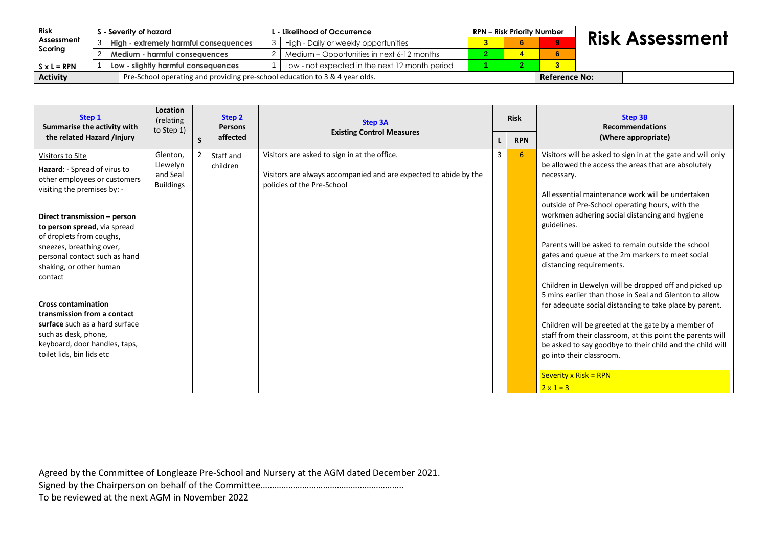| Risk Assessment Scoring | S - Severity of hazard | | L - Likelihood of Occurrence | | RPN – Risk Priority Number | | |
|---|---|---|---|---|---|---|---|
| | 3 | High - extremely harmful consequences | 3 | High - Daily or weekly opportunities | 3 | 6 | 9 |
| | 2 | Medium - harmful consequences | 2 | Medium – Opportunities in next 6-12 months | 2 | 4 | 6 |
| S x L = RPN | 1 | Low - slightly harmful consequences | 1 | Low - not expected in the next 12 month period | 1 | 2 | 3 |

# Risk Assessment

| Activity | Pre-School operating and providing pre-school education to 3 & 4 year olds. | Reference No: | |
|---|---|---|---|

| Step 1 Summarise the activity with the related Hazard /Injury | Location (relating to Step 1) | S | Step 2 Persons affected | Step 3A Existing Control Measures | L | RPN | Step 3B Recommendations (Where appropriate) |
|---|---|---|---|---|---|---|---|
| Visitors to Site<br><br>**Hazard**: - Spread of virus to other employees or customers visiting the premises by: -<br><br>**Direct transmission – person to person spread**, via spread of droplets from coughs, sneezes, breathing over, personal contact such as hand shaking, or other human contact<br><br>**Cross contamination transmission from a contact surface** such as a hard surface such as desk, phone, keyboard, door handles, taps, toilet lids, bin lids etc | Glenton, Llewelyn and Seal Buildings | 2 | Staff and children | Visitors are asked to sign in at the office.<br><br>Visitors are always accompanied and are expected to abide by the policies of the Pre-School | 3 | 6 | Visitors will be asked to sign in at the gate and will only be allowed the access the areas that are absolutely necessary.<br><br>All essential maintenance work will be undertaken outside of Pre-School operating hours, with the workmen adhering social distancing and hygiene guidelines.<br><br>Parents will be asked to remain outside the school gates and queue at the 2m markers to meet social distancing requirements.<br><br>Children in Llewelyn will be dropped off and picked up 5 mins earlier than those in Seal and Glenton to allow for adequate social distancing to take place by parent.<br><br>Children will be greeted at the gate by a member of staff from their classroom, at this point the parents will be asked to say goodbye to their child and the child will go into their classroom.<br><br>Severity x Risk = RPN<br>2 x 1 = 3 |

Agreed by the Committee of Longleaze Pre-School and Nursery at the AGM dated December 2021.
Signed by the Chairperson on behalf of the Committee……………………………………………………..
To be reviewed at the next AGM in November 2022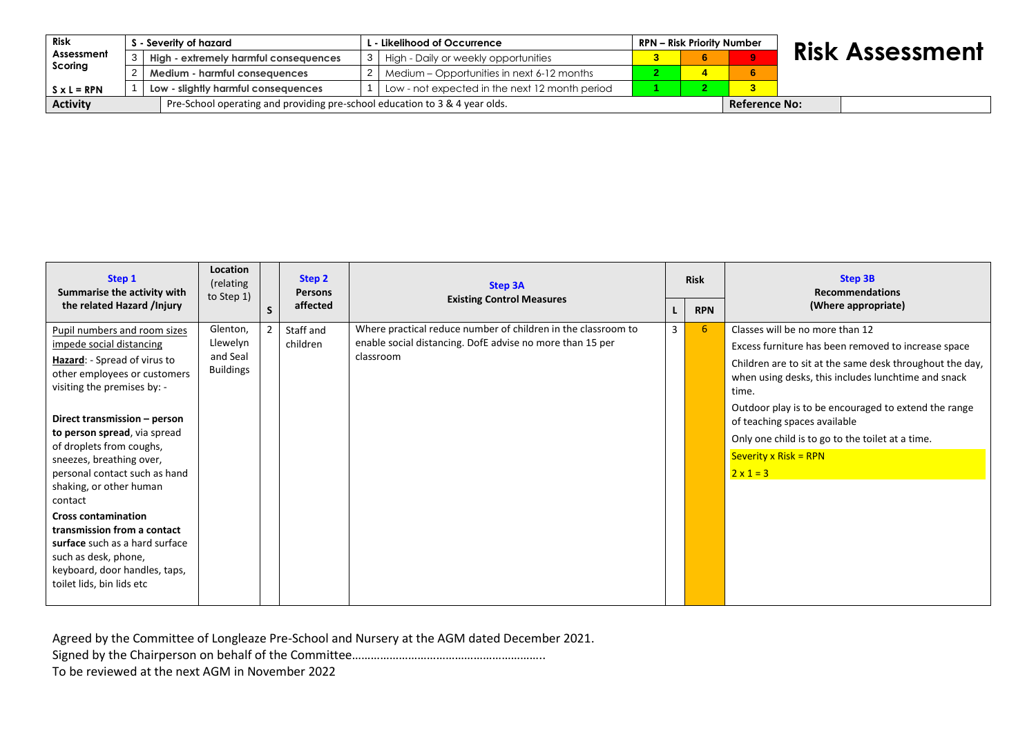# Risk Assessment

| Risk Assessment Scoring | S - Severity of hazard | | L - Likelihood of Occurrence | | RPN – Risk Priority Number | | |
|---|---|---|---|---|---|---|---|
| | 3 | High - extremely harmful consequences | 3 | High - Daily or weekly opportunities | 3 | 6 | 9 |
| | 2 | Medium - harmful consequences | 2 | Medium – Opportunities in next 6-12 months | 2 | 4 | 6 |
| S x L = RPN | 1 | Low - slightly harmful consequences | 1 | Low - not expected in the next 12 month period | 1 | 2 | 3 |
| **Activity** | Pre-School operating and providing pre-school education to 3 & 4 year olds. | | | | | **Reference No:** | |

| **Step 1** Summarise the activity with the related Hazard /Injury | **Location** (relating to Step 1) | **S** | **Step 2** Persons affected | **Step 3A** Existing Control Measures | **Risk** L | **Risk** RPN | **Step 3B** Recommendations (Where appropriate) |
|---|---|---|---|---|---|---|---|
| Pupil numbers and room sizes impede social distancing<br>**Hazard**: - Spread of virus to other employees or customers visiting the premises by: -<br>**Direct transmission – person to person spread**, via spread of droplets from coughs, sneezes, breathing over, personal contact such as hand shaking, or other human contact<br>**Cross contamination transmission from a contact surface** such as a hard surface such as desk, phone, keyboard, door handles, taps, toilet lids, bin lids etc | Glenton, Llewelyn and Seal Buildings | 2 | Staff and children | Where practical reduce number of children in the classroom to enable social distancing. DofE advise no more than 15 per classroom | 3 | 6 | Classes will be no more than 12<br>Excess furniture has been removed to increase space<br>Children are to sit at the same desk throughout the day, when using desks, this includes lunchtime and snack time.<br>Outdoor play is to be encouraged to extend the range of teaching spaces available<br>Only one child is to go to the toilet at a time.<br>Severity x Risk = RPN<br>2 x 1 = 3 |

Agreed by the Committee of Longleaze Pre-School and Nursery at the AGM dated December 2021.

Signed by the Chairperson on behalf of the Committee……………………………………………………..

To be reviewed at the next AGM in November 2022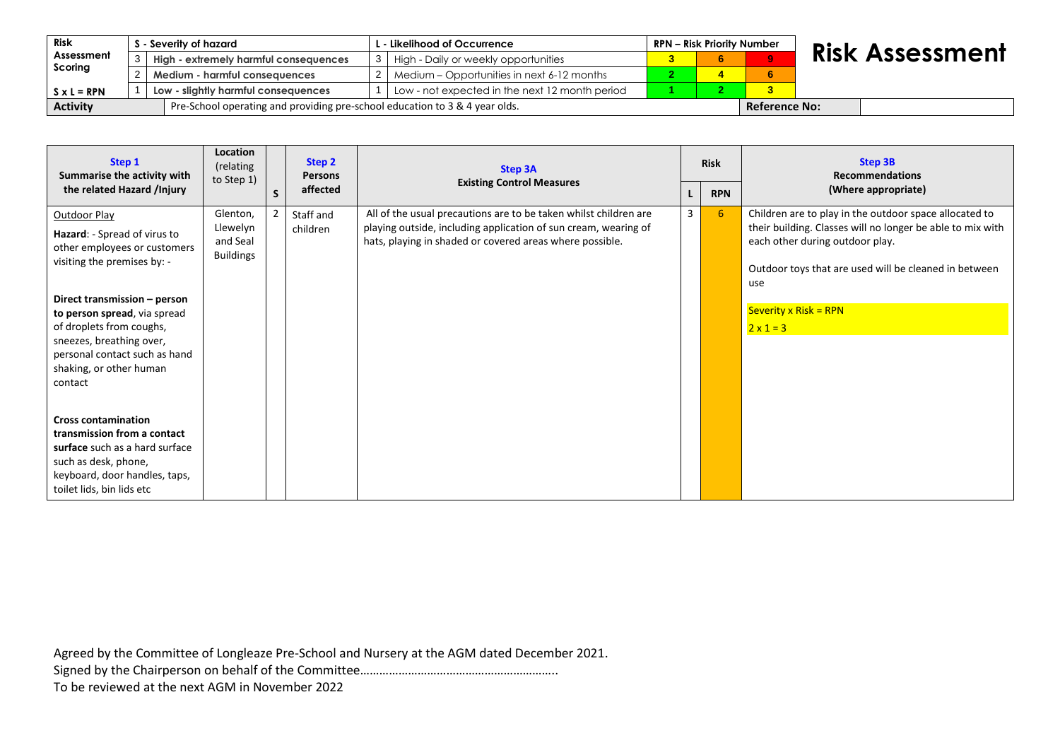| Risk Assessment Scoring | S - Severity of hazard | | L - Likelihood of Occurrence | | RPN – Risk Priority Number | | | **Risk Assessment** |
|---|---|---|---|---|---|---|---|---|
| | 3 | High - extremely harmful consequences | 3 | High - Daily or weekly opportunities | 3 | 6 | 9 | |
| | 2 | Medium - harmful consequences | 2 | Medium – Opportunities in next 6-12 months | 2 | 4 | 6 | |
| S x L = RPN | 1 | Low - slightly harmful consequences | 1 | Low - not expected in the next 12 month period | 1 | 2 | 3 | |
| **Activity** | Pre-School operating and providing pre-school education to 3 & 4 year olds. | | | | | | Reference No: | |

| Step 1 Summarise the activity with the related Hazard /Injury | Location (relating to Step 1) | S | Step 2 Persons affected | Step 3A Existing Control Measures | Risk | | Step 3B Recommendations (Where appropriate) |
|---|---|---|---|---|---|---|---|
| | | | | | L | RPN | |
| Outdoor Play<br><br>**Hazard**: - Spread of virus to other employees or customers visiting the premises by: -<br><br>**Direct transmission – person to person spread**, via spread of droplets from coughs, sneezes, breathing over, personal contact such as hand shaking, or other human contact<br><br>**Cross contamination transmission from a contact surface** such as a hard surface such as desk, phone, keyboard, door handles, taps, toilet lids, bin lids etc | Glenton, Llewelyn and Seal Buildings | 2 | Staff and children | All of the usual precautions are to be taken whilst children are playing outside, including application of sun cream, wearing of hats, playing in shaded or covered areas where possible. | 3 | 6 | Children are to play in the outdoor space allocated to their building. Classes will no longer be able to mix with each other during outdoor play.<br><br>Outdoor toys that are used will be cleaned in between use<br><br>Severity x Risk = RPN<br>2 x 1 = 3 |

Agreed by the Committee of Longleaze Pre-School and Nursery at the AGM dated December 2021.
Signed by the Chairperson on behalf of the Committee……………………………………………………..
To be reviewed at the next AGM in November 2022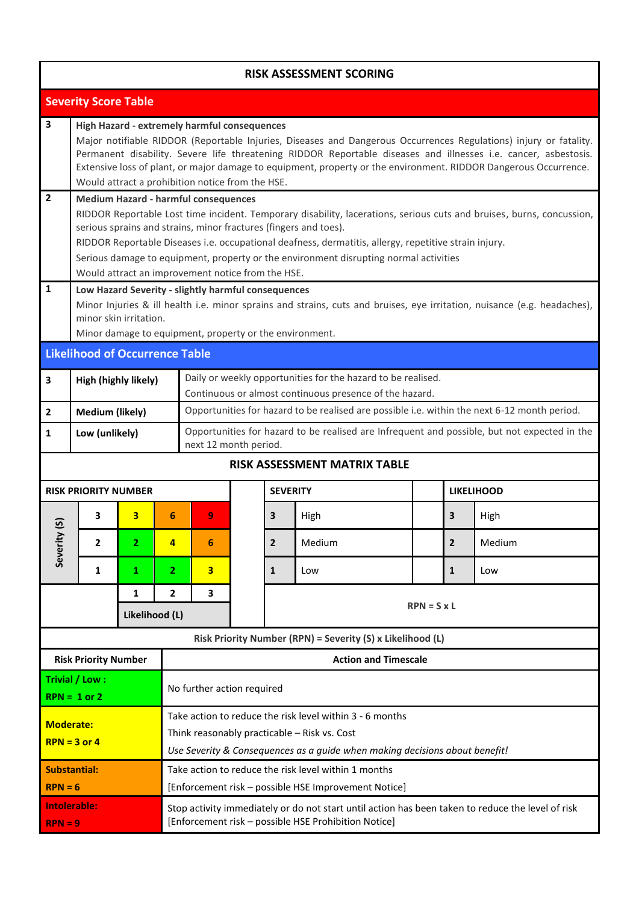# RISK ASSESSMENT SCORING

## Severity Score Table

| | |
|---|---|
| 3 | **High Hazard - extremely harmful consequences**<br>Major notifiable RIDDOR (Reportable Injuries, Diseases and Dangerous Occurrences Regulations) injury or fatality. Permanent disability. Severe life threatening RIDDOR Reportable diseases and illnesses i.e. cancer, asbestosis. Extensive loss of plant, or major damage to equipment, property or the environment. RIDDOR Dangerous Occurrence.<br>Would attract a prohibition notice from the HSE. |
| 2 | **Medium Hazard - harmful consequences**<br>RIDDOR Reportable Lost time incident. Temporary disability, lacerations, serious cuts and bruises, burns, concussion, serious sprains and strains, minor fractures (fingers and toes).<br>RIDDOR Reportable Diseases i.e. occupational deafness, dermatitis, allergy, repetitive strain injury.<br>Serious damage to equipment, property or the environment disrupting normal activities<br>Would attract an improvement notice from the HSE. |
| 1 | **Low Hazard Severity - slightly harmful consequences**<br>Minor Injuries & ill health i.e. minor sprains and strains, cuts and bruises, eye irritation, nuisance (e.g. headaches), minor skin irritation.<br>Minor damage to equipment, property or the environment. |

## Likelihood of Occurrence Table

| | | |
|---|---|---|
| 3 | **High (highly likely)** | Daily or weekly opportunities for the hazard to be realised.<br>Continuous or almost continuous presence of the hazard. |
| 2 | **Medium (likely)** | Opportunities for hazard to be realised are possible i.e. within the next 6-12 month period. |
| 1 | **Low (unlikely)** | Opportunities for hazard to be realised are Infrequent and possible, but not expected in the next 12 month period. |

## RISK ASSESSMENT MATRIX TABLE

**RISK PRIORITY NUMBER**

| Severity (S) | | | | |
|---|---|---|---|---|
| | 3 | 3 | 6 | 9 |
| | 2 | 2 | 4 | 6 |
| | 1 | 1 | 2 | 3 |
| | | 1 | 2 | 3 |
| | | Likelihood (L) | | |

| SEVERITY | |
|---|---|
| 3 | High |
| 2 | Medium |
| 1 | Low |

| LIKELIHOOD | |
|---|---|
| 3 | High |
| 2 | Medium |
| 1 | Low |

**RPN = S x L**

**Risk Priority Number (RPN) = Severity (S) x Likelihood (L)**

| Risk Priority Number | Action and Timescale |
|---|---|
| **Trivial / Low :**<br>**RPN = 1 or 2** | No further action required |
| **Moderate:**<br>**RPN = 3 or 4** | Take action to reduce the risk level within 3 - 6 months<br>Think reasonably practicable – Risk vs. Cost<br>*Use Severity & Consequences as a guide when making decisions about benefit!* |
| **Substantial:**<br>**RPN = 6** | Take action to reduce the risk level within 1 months<br>[Enforcement risk – possible HSE Improvement Notice] |
| **Intolerable:**<br>**RPN = 9** | Stop activity immediately or do not start until action has been taken to reduce the level of risk<br>[Enforcement risk – possible HSE Prohibition Notice] |